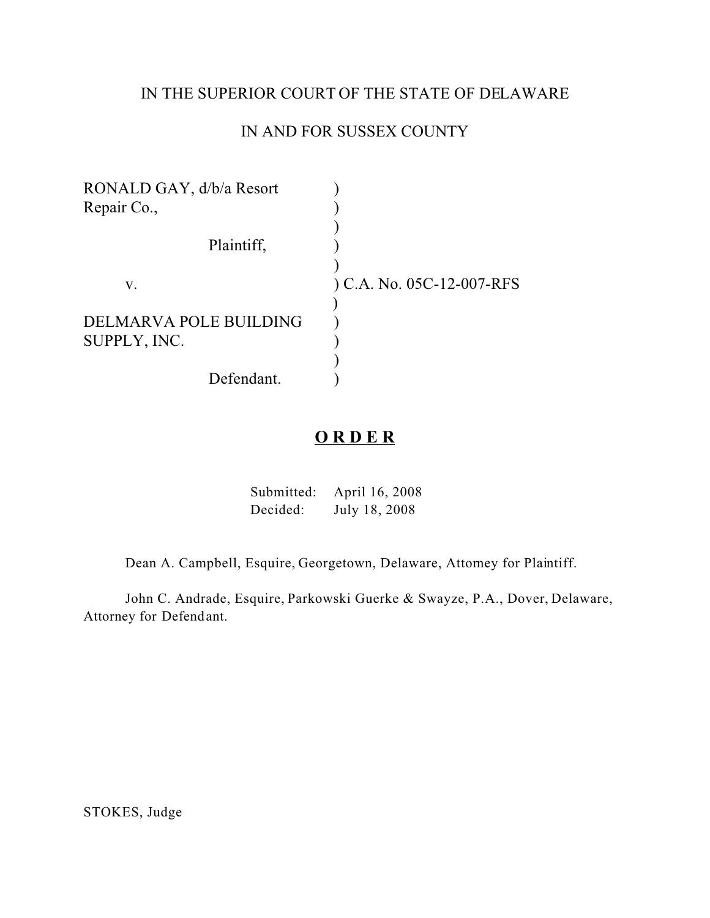IN THE SUPERIOR COURT OF THE STATE OF DELAWARE

IN AND FOR SUSSEX COUNTY

RONAL GAY, d/b/a Resort Repair Co.,

Plaintiff,

v.

DELMARVA POLE BUILDING SUPPLY, INC.

Defendant.

C.A. No. 05C-12-007-RFS

## **O R D E R**

Submitted: April 16, 2008
Decided: July 18, 2008

Dean A. Campbell, Esquire, Georgetown, Delaware, Attorney for Plaintiff.

John C. Andrade, Esquire, Parkowski Guerke & Swayze, P.A., Dover, Delaware, Attorney for Defendant.

STOKES, Judge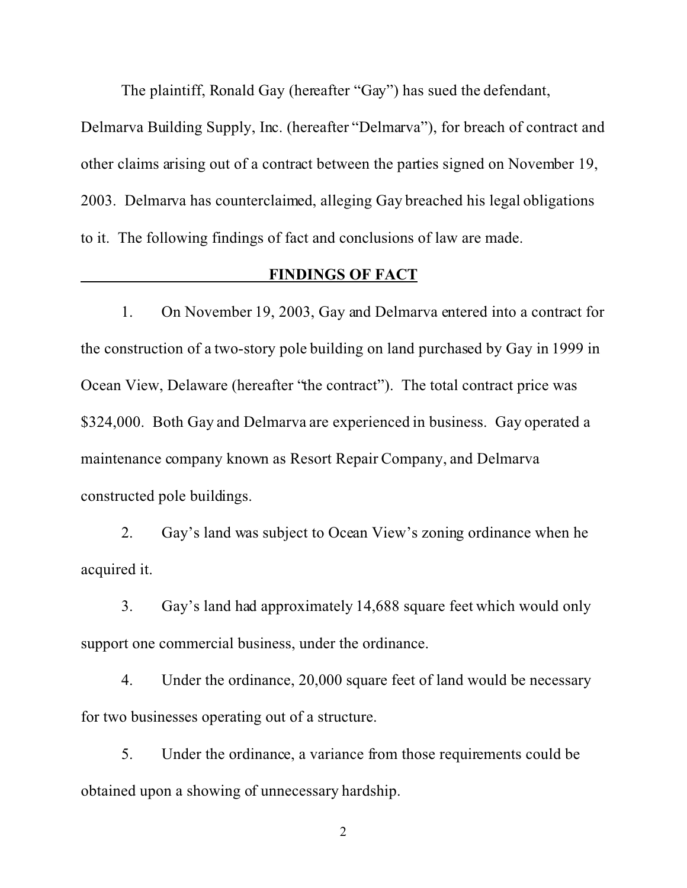The plaintiff, Ronald Gay (hereafter "Gay") has sued the defendant, Delmarva Building Supply, Inc. (hereafter "Delmarva"), for breach of contract and other claims arising out of a contract between the parties signed on November 19, 2003. Delmarva has counterclaimed, alleging Gay breached his legal obligations to it. The following findings of fact and conclusions of law are made.

## FINDINGS OF FACT

1. On November 19, 2003, Gay and Delmarva entered into a contract for the construction of a two-story pole building on land purchased by Gay in 1999 in Ocean View, Delaware (hereafter "the contract"). The total contract price was $324,000. Both Gay and Delmarva are experienced in business. Gay operated a maintenance company known as Resort Repair Company, and Delmarva constructed pole buildings.

2. Gay's land was subject to Ocean View's zoning ordinance when he acquired it.

3. Gay's land had approximately 14,688 square feet which would only support one commercial business, under the ordinance.

4. Under the ordinance, 20,000 square feet of land would be necessary for two businesses operating out of a structure.

5. Under the ordinance, a variance from those requirements could be obtained upon a showing of unnecessary hardship.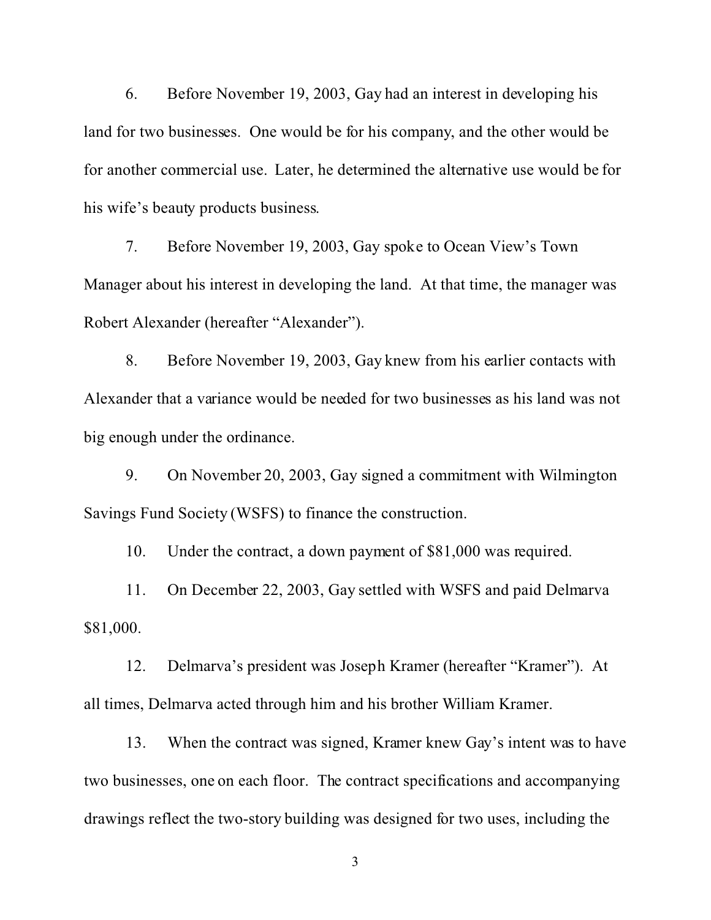6. Before November 19, 2003, Gay had an interest in developing his land for two businesses. One would be for his company, and the other would be for another commercial use. Later, he determined the alternative use would be for his wife's beauty products business.

7. Before November 19, 2003, Gay spoke to Ocean View's Town Manager about his interest in developing the land. At that time, the manager was Robert Alexander (hereafter "Alexander").

8. Before November 19, 2003, Gay knew from his earlier contacts with Alexander that a variance would be needed for two businesses as his land was not big enough under the ordinance.

9. On November 20, 2003, Gay signed a commitment with Wilmington Savings Fund Society (WSFS) to finance the construction.

10. Under the contract, a down payment of $81,000 was required.

11. On December 22, 2003, Gay settled with WSFS and paid Delmarva $81,000.

12. Delmarva's president was Joseph Kramer (hereafter "Kramer"). At all times, Delmarva acted through him and his brother William Kramer.

13. When the contract was signed, Kramer knew Gay's intent was to have two businesses, one on each floor. The contract specifications and accompanying drawings reflect the two-story building was designed for two uses, including the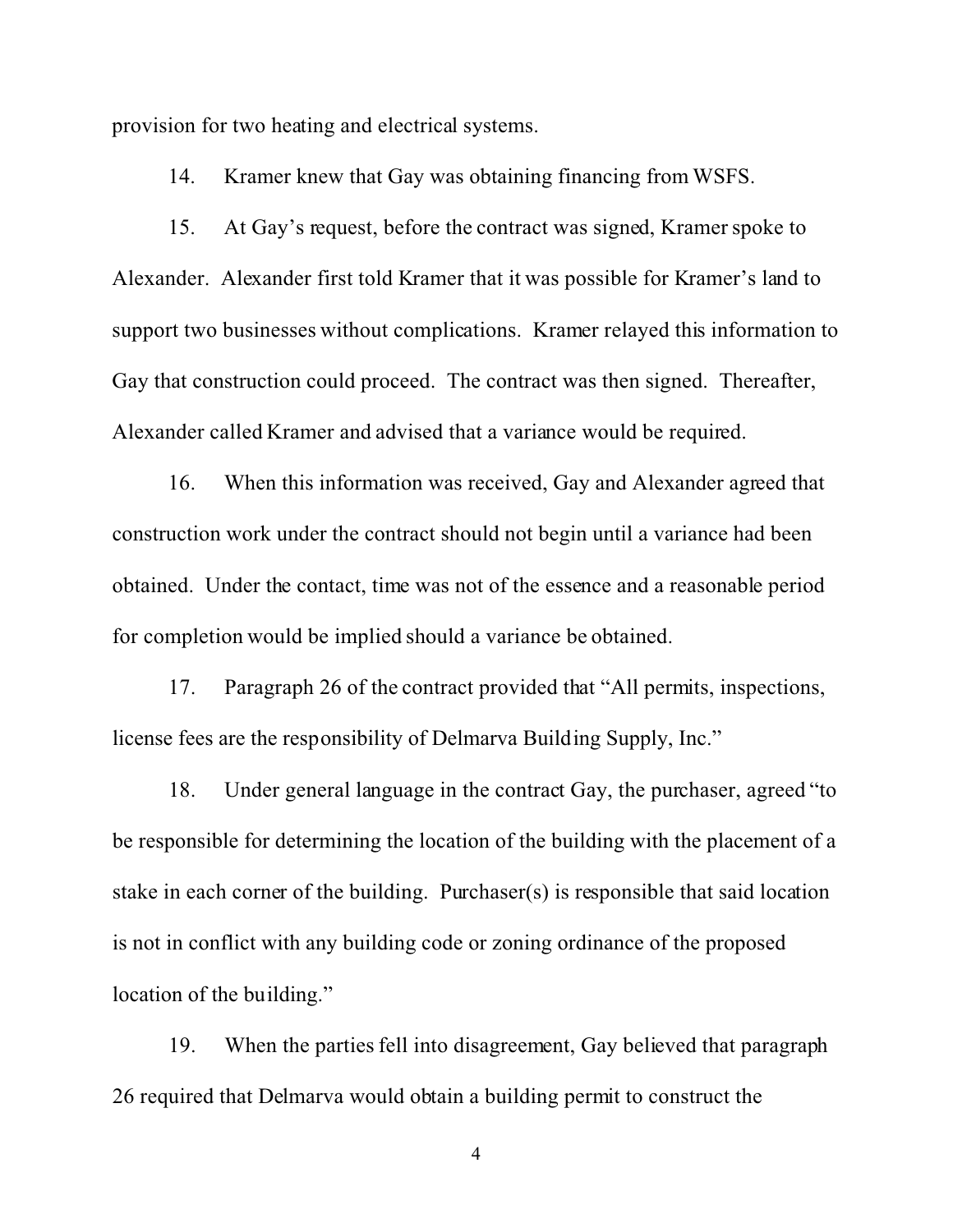provision for two heating and electrical systems.

14. Kramer knew that Gay was obtaining financing from WSFS.

15. At Gay's request, before the contract was signed, Kramer spoke to Alexander. Alexander first told Kramer that it was possible for Kramer's land to support two businesses without complications. Kramer relayed this information to Gay that construction could proceed. The contract was then signed. Thereafter, Alexander called Kramer and advised that a variance would be required.

16. When this information was received, Gay and Alexander agreed that construction work under the contract should not begin until a variance had been obtained. Under the contact, time was not of the essence and a reasonable period for completion would be implied should a variance be obtained.

17. Paragraph 26 of the contract provided that "All permits, inspections, license fees are the responsibility of Delmarva Building Supply, Inc."

18. Under general language in the contract Gay, the purchaser, agreed "to be responsible for determining the location of the building with the placement of a stake in each corner of the building. Purchaser(s) is responsible that said location is not in conflict with any building code or zoning ordinance of the proposed location of the building."

19. When the parties fell into disagreement, Gay believed that paragraph 26 required that Delmarva would obtain a building permit to construct the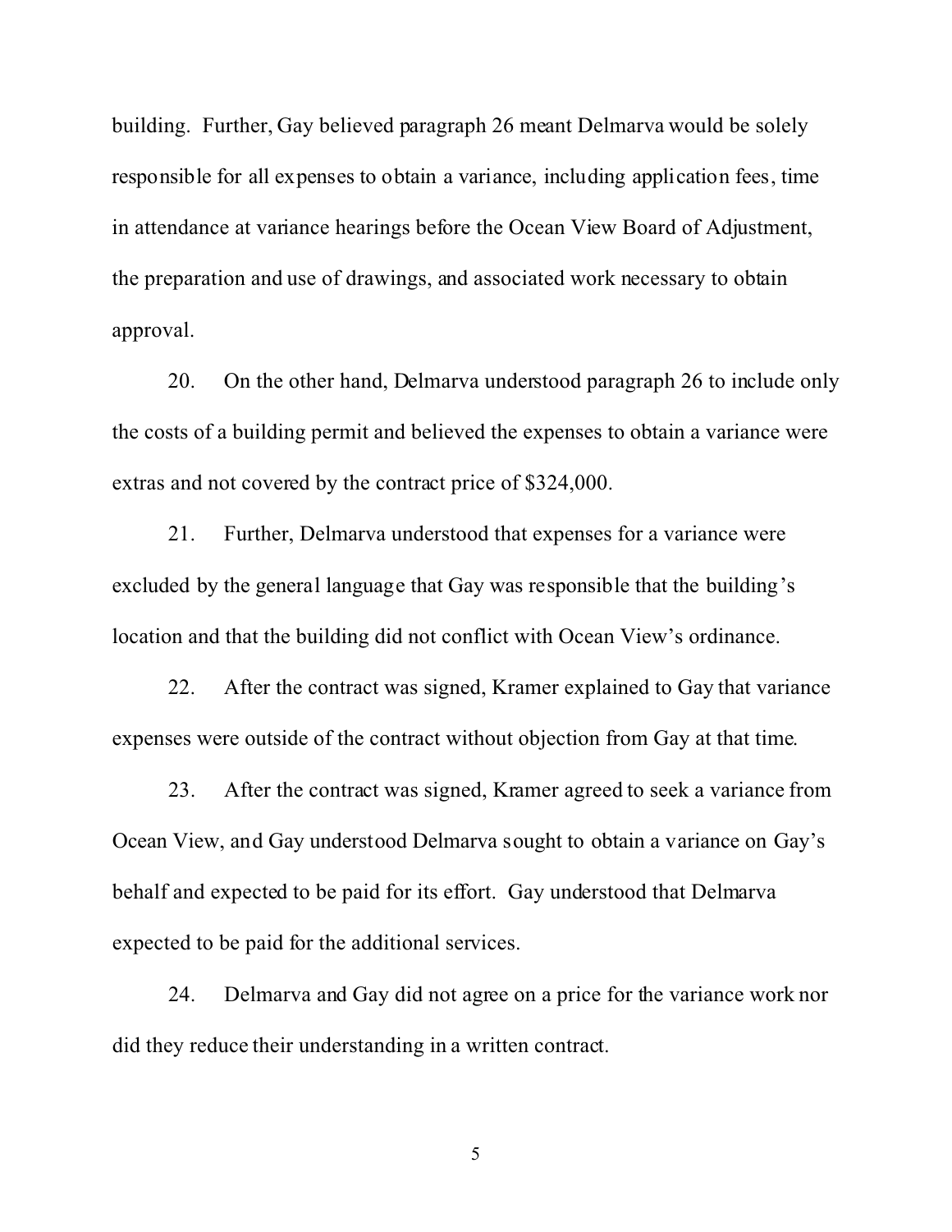building. Further, Gay believed paragraph 26 meant Delmarva would be solely responsible for all expenses to obtain a variance, including application fees, time in attendance at variance hearings before the Ocean View Board of Adjustment, the preparation and use of drawings, and associated work necessary to obtain approval.

20. On the other hand, Delmarva understood paragraph 26 to include only the costs of a building permit and believed the expenses to obtain a variance were extras and not covered by the contract price of $324,000.

21. Further, Delmarva understood that expenses for a variance were excluded by the general language that Gay was responsible that the building's location and that the building did not conflict with Ocean View's ordinance.

22. After the contract was signed, Kramer explained to Gay that variance expenses were outside of the contract without objection from Gay at that time.

23. After the contract was signed, Kramer agreed to seek a variance from Ocean View, and Gay understood Delmarva sought to obtain a variance on Gay's behalf and expected to be paid for its effort. Gay understood that Delmarva expected to be paid for the additional services.

24. Delmarva and Gay did not agree on a price for the variance work nor did they reduce their understanding in a written contract.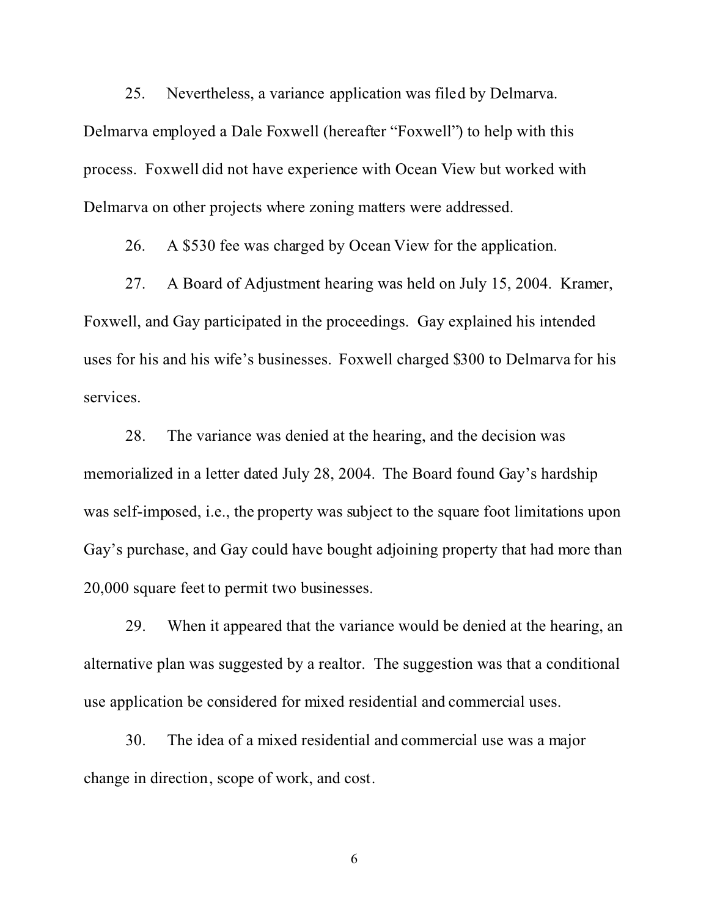25. Nevertheless, a variance application was filed by Delmarva. Delmarva employed a Dale Foxwell (hereafter "Foxwell") to help with this process. Foxwell did not have experience with Ocean View but worked with Delmarva on other projects where zoning matters were addressed.

26. A $530 fee was charged by Ocean View for the application.

27. A Board of Adjustment hearing was held on July 15, 2004. Kramer, Foxwell, and Gay participated in the proceedings. Gay explained his intended uses for his and his wife's businesses. Foxwell charged $300 to Delmarva for his services.

28. The variance was denied at the hearing, and the decision was memorialized in a letter dated July 28, 2004. The Board found Gay's hardship was self-imposed, i.e., the property was subject to the square foot limitations upon Gay's purchase, and Gay could have bought adjoining property that had more than 20,000 square feet to permit two businesses.

29. When it appeared that the variance would be denied at the hearing, an alternative plan was suggested by a realtor. The suggestion was that a conditional use application be considered for mixed residential and commercial uses.

30. The idea of a mixed residential and commercial use was a major change in direction, scope of work, and cost.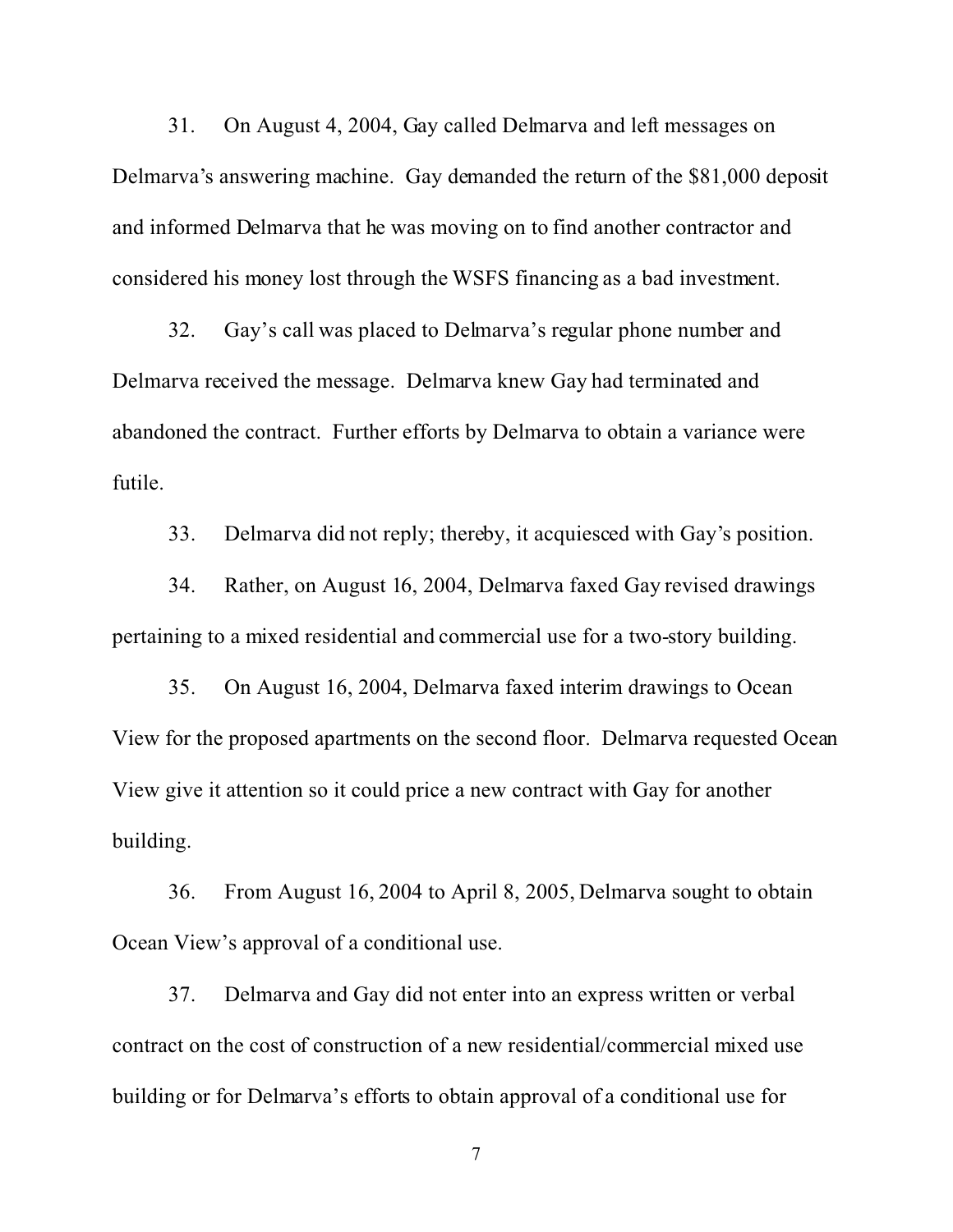31. On August 4, 2004, Gay called Delmarva and left messages on Delmarva's answering machine. Gay demanded the return of the $81,000 deposit and informed Delmarva that he was moving on to find another contractor and considered his money lost through the WSFS financing as a bad investment.

32. Gay's call was placed to Delmarva's regular phone number and Delmarva received the message. Delmarva knew Gay had terminated and abandoned the contract. Further efforts by Delmarva to obtain a variance were futile.

33. Delmarva did not reply; thereby, it acquiesced with Gay's position.

34. Rather, on August 16, 2004, Delmarva faxed Gay revised drawings pertaining to a mixed residential and commercial use for a two-story building.

35. On August 16, 2004, Delmarva faxed interim drawings to Ocean View for the proposed apartments on the second floor. Delmarva requested Ocean View give it attention so it could price a new contract with Gay for another building.

36. From August 16, 2004 to April 8, 2005, Delmarva sought to obtain Ocean View's approval of a conditional use.

37. Delmarva and Gay did not enter into an express written or verbal contract on the cost of construction of a new residential/commercial mixed use building or for Delmarva's efforts to obtain approval of a conditional use for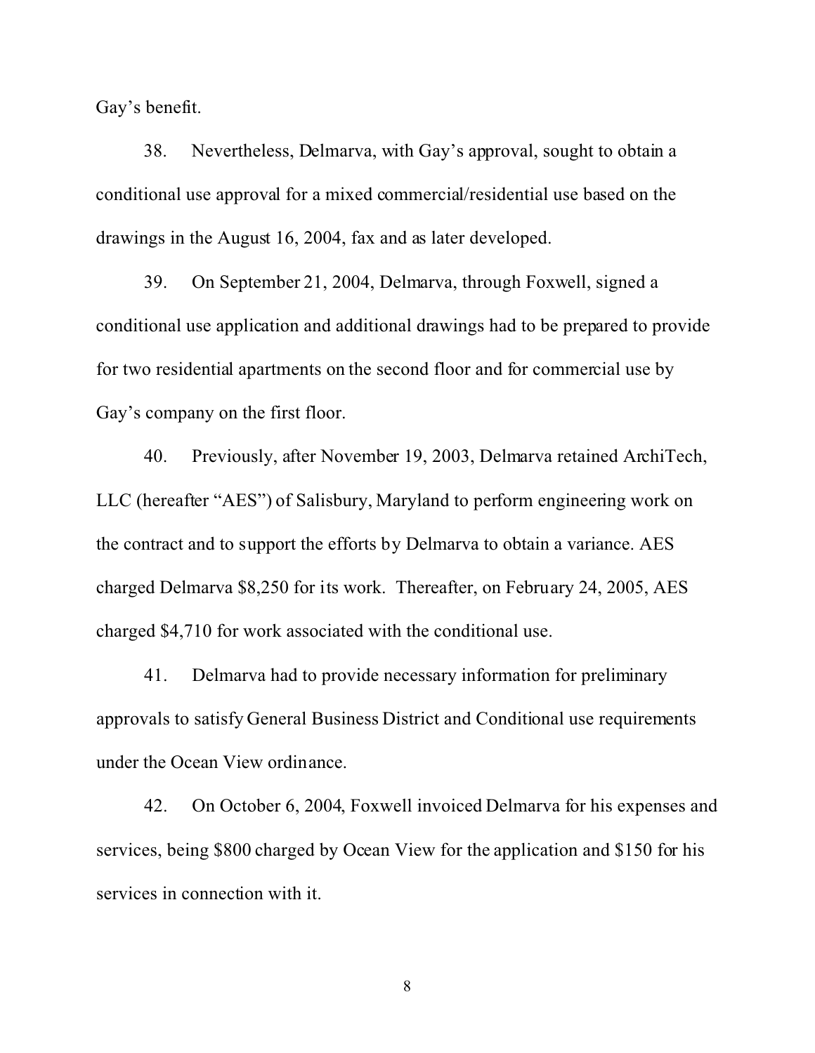Gay's benefit.

38. Nevertheless, Delmarva, with Gay's approval, sought to obtain a conditional use approval for a mixed commercial/residential use based on the drawings in the August 16, 2004, fax and as later developed.

39. On September 21, 2004, Delmarva, through Foxwell, signed a conditional use application and additional drawings had to be prepared to provide for two residential apartments on the second floor and for commercial use by Gay's company on the first floor.

40. Previously, after November 19, 2003, Delmarva retained ArchiTech, LLC (hereafter "AES") of Salisbury, Maryland to perform engineering work on the contract and to support the efforts by Delmarva to obtain a variance. AES charged Delmarva $8,250 for its work. Thereafter, on February 24, 2005, AES charged $4,710 for work associated with the conditional use.

41. Delmarva had to provide necessary information for preliminary approvals to satisfy General Business District and Conditional use requirements under the Ocean View ordinance.

42. On October 6, 2004, Foxwell invoiced Delmarva for his expenses and services, being $800 charged by Ocean View for the application and $150 for his services in connection with it.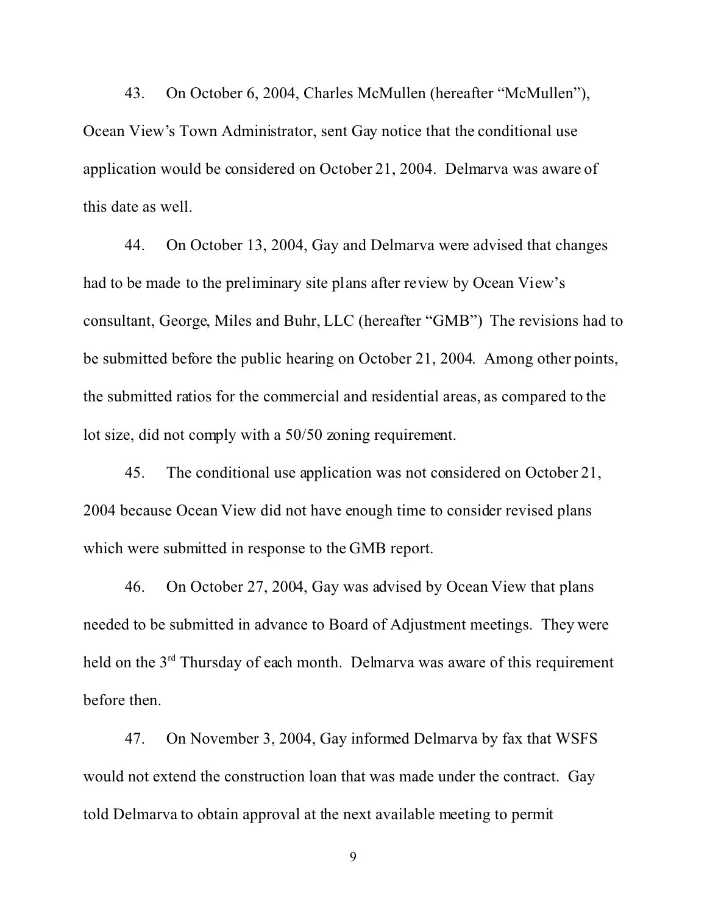43. On October 6, 2004, Charles McMullen (hereafter "McMullen"), Ocean View's Town Administrator, sent Gay notice that the conditional use application would be considered on October 21, 2004. Delmarva was aware of this date as well.

44. On October 13, 2004, Gay and Delmarva were advised that changes had to be made to the preliminary site plans after review by Ocean View's consultant, George, Miles and Buhr, LLC (hereafter "GMB") The revisions had to be submitted before the public hearing on October 21, 2004. Among other points, the submitted ratios for the commercial and residential areas, as compared to the lot size, did not comply with a 50/50 zoning requirement.

45. The conditional use application was not considered on October 21, 2004 because Ocean View did not have enough time to consider revised plans which were submitted in response to the GMB report.

46. On October 27, 2004, Gay was advised by Ocean View that plans needed to be submitted in advance to Board of Adjustment meetings. They were held on the 3rd Thursday of each month. Delmarva was aware of this requirement before then.

47. On November 3, 2004, Gay informed Delmarva by fax that WSFS would not extend the construction loan that was made under the contract. Gay told Delmarva to obtain approval at the next available meeting to permit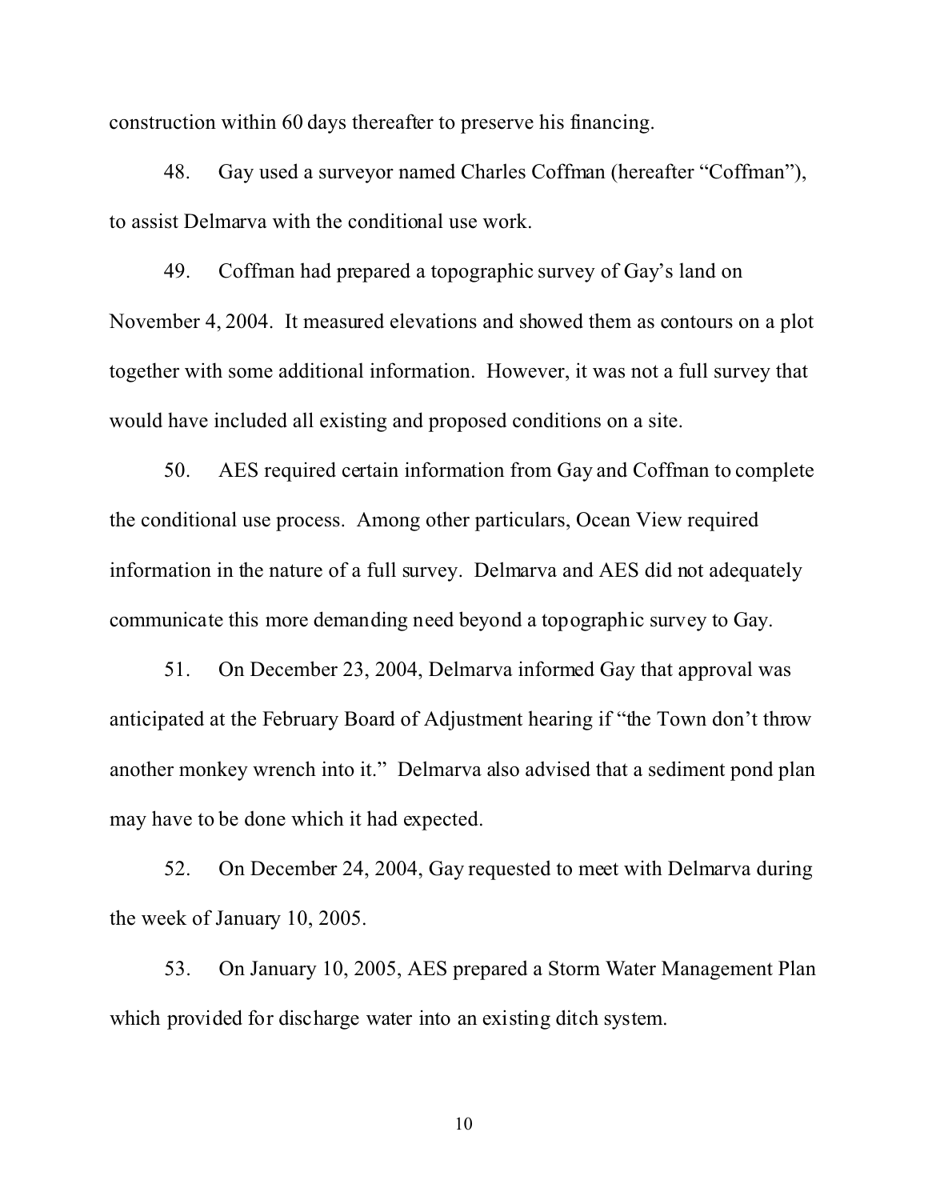construction within 60 days thereafter to preserve his financing.

48. Gay used a surveyor named Charles Coffman (hereafter "Coffman"), to assist Delmarva with the conditional use work.

49. Coffman had prepared a topographic survey of Gay's land on November 4, 2004. It measured elevations and showed them as contours on a plot together with some additional information. However, it was not a full survey that would have included all existing and proposed conditions on a site.

50. AES required certain information from Gay and Coffman to complete the conditional use process. Among other particulars, Ocean View required information in the nature of a full survey. Delmarva and AES did not adequately communicate this more demanding need beyond a topographic survey to Gay.

51. On December 23, 2004, Delmarva informed Gay that approval was anticipated at the February Board of Adjustment hearing if "the Town don't throw another monkey wrench into it." Delmarva also advised that a sediment pond plan may have to be done which it had expected.

52. On December 24, 2004, Gay requested to meet with Delmarva during the week of January 10, 2005.

53. On January 10, 2005, AES prepared a Storm Water Management Plan which provided for discharge water into an existing ditch system.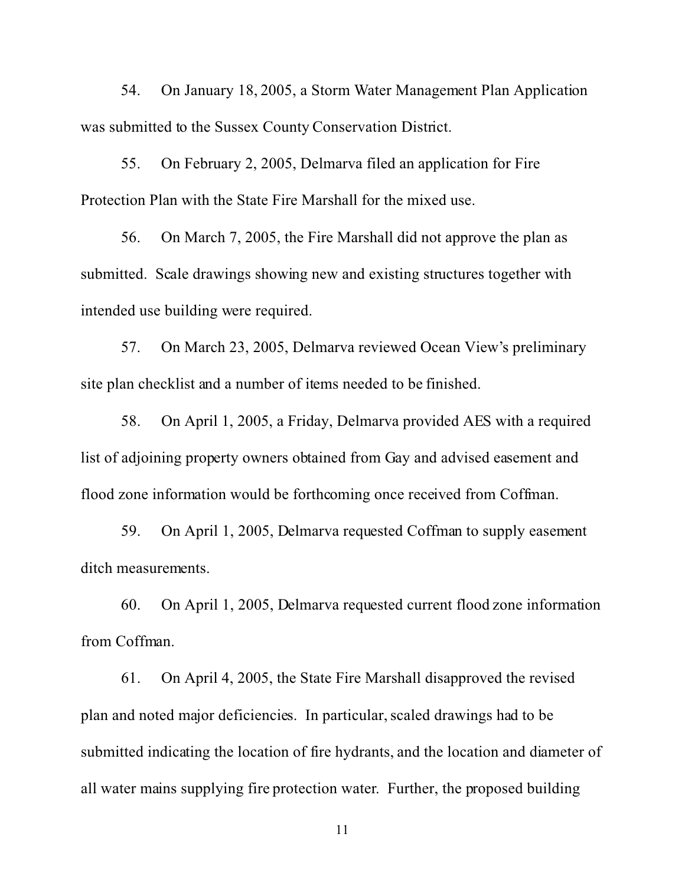54. On January 18, 2005, a Storm Water Management Plan Application was submitted to the Sussex County Conservation District.

55. On February 2, 2005, Delmarva filed an application for Fire Protection Plan with the State Fire Marshall for the mixed use.

56. On March 7, 2005, the Fire Marshall did not approve the plan as submitted. Scale drawings showing new and existing structures together with intended use building were required.

57. On March 23, 2005, Delmarva reviewed Ocean View's preliminary site plan checklist and a number of items needed to be finished.

58. On April 1, 2005, a Friday, Delmarva provided AES with a required list of adjoining property owners obtained from Gay and advised easement and flood zone information would be forthcoming once received from Coffman.

59. On April 1, 2005, Delmarva requested Coffman to supply easement ditch measurements.

60. On April 1, 2005, Delmarva requested current flood zone information from Coffman.

61. On April 4, 2005, the State Fire Marshall disapproved the revised plan and noted major deficiencies. In particular, scaled drawings had to be submitted indicating the location of fire hydrants, and the location and diameter of all water mains supplying fire protection water. Further, the proposed building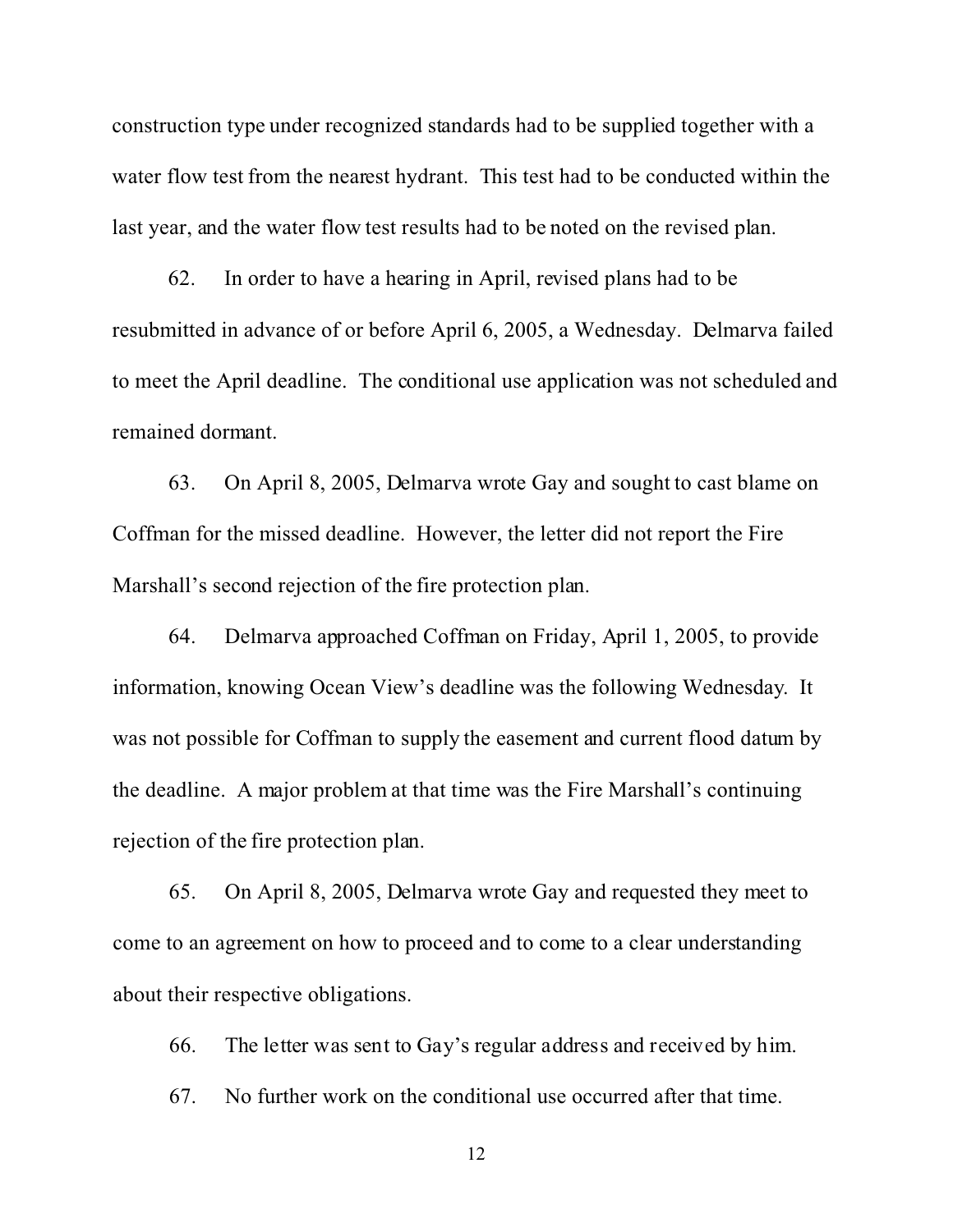construction type under recognized standards had to be supplied together with a water flow test from the nearest hydrant. This test had to be conducted within the last year, and the water flow test results had to be noted on the revised plan.

62. In order to have a hearing in April, revised plans had to be resubmitted in advance of or before April 6, 2005, a Wednesday. Delmarva failed to meet the April deadline. The conditional use application was not scheduled and remained dormant.

63. On April 8, 2005, Delmarva wrote Gay and sought to cast blame on Coffman for the missed deadline. However, the letter did not report the Fire Marshall's second rejection of the fire protection plan.

64. Delmarva approached Coffman on Friday, April 1, 2005, to provide information, knowing Ocean View's deadline was the following Wednesday. It was not possible for Coffman to supply the easement and current flood datum by the deadline. A major problem at that time was the Fire Marshall's continuing rejection of the fire protection plan.

65. On April 8, 2005, Delmarva wrote Gay and requested they meet to come to an agreement on how to proceed and to come to a clear understanding about their respective obligations.

66. The letter was sent to Gay's regular address and received by him.

67. No further work on the conditional use occurred after that time.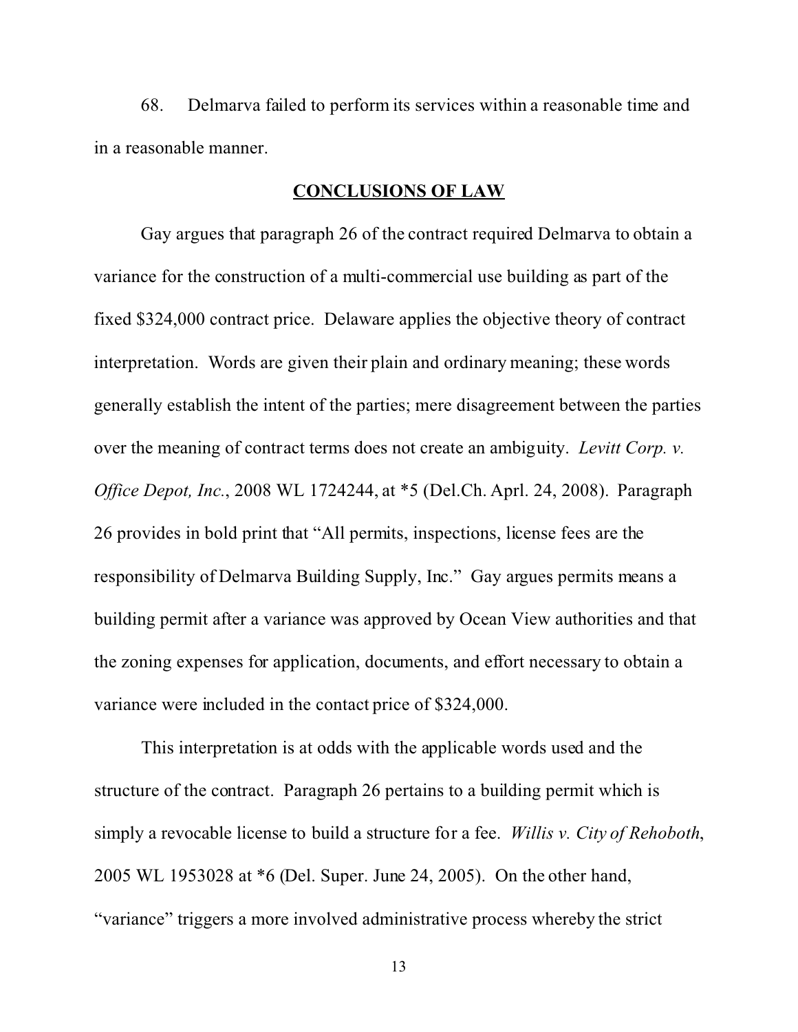68. Delmarva failed to perform its services within a reasonable time and in a reasonable manner.

**CONCLUSIONS OF LAW**

Gay argues that paragraph 26 of the contract required Delmarva to obtain a variance for the construction of a multi-commercial use building as part of the fixed $324,000 contract price. Delaware applies the objective theory of contract interpretation. Words are given their plain and ordinary meaning; these words generally establish the intent of the parties; mere disagreement between the parties over the meaning of contract terms does not create an ambiguity. *Levitt Corp. v. Office Depot, Inc.*, 2008 WL 1724244, at *5 (Del.Ch. Aprl. 24, 2008). Paragraph 26 provides in bold print that "All permits, inspections, license fees are the responsibility of Delmarva Building Supply, Inc." Gay argues permits means a building permit after a variance was approved by Ocean View authorities and that the zoning expenses for application, documents, and effort necessary to obtain a variance were included in the contact price of $324,000.

This interpretation is at odds with the applicable words used and the structure of the contract. Paragraph 26 pertains to a building permit which is simply a revocable license to build a structure for a fee. *Willis v. City of Rehoboth*, 2005 WL 1953028 at *6 (Del. Super. June 24, 2005). On the other hand, "variance" triggers a more involved administrative process whereby the strict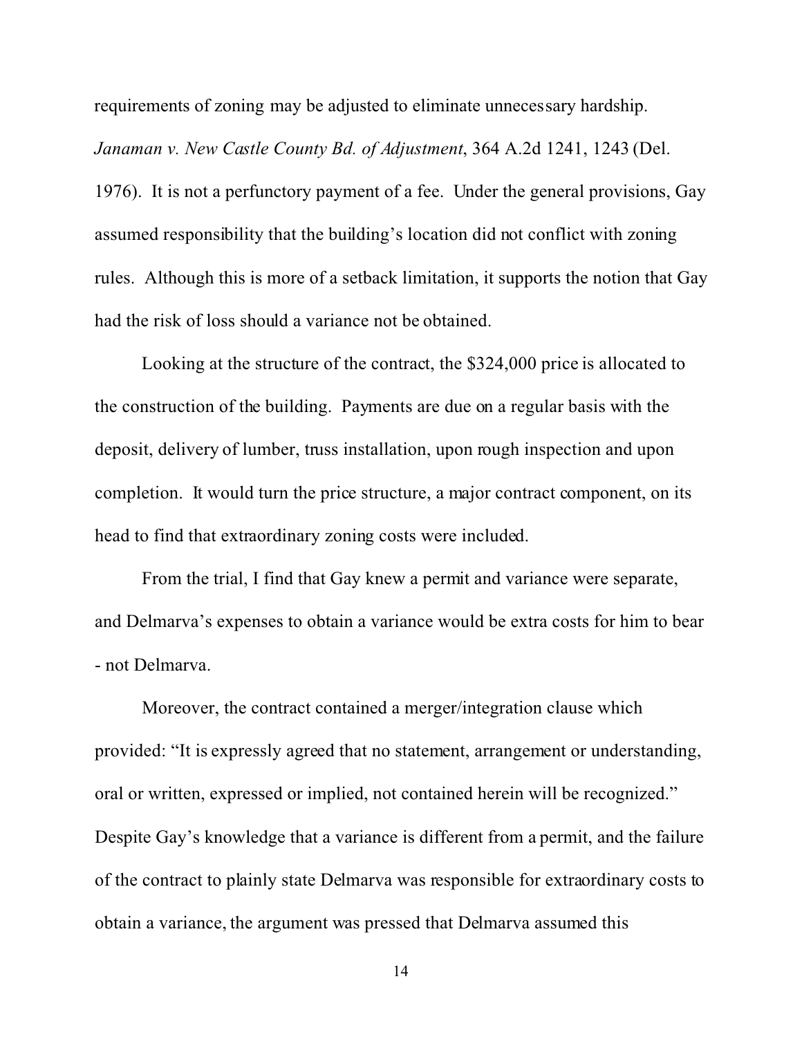requirements of zoning may be adjusted to eliminate unnecessary hardship. *Janaman v. New Castle County Bd. of Adjustment*, 364 A.2d 1241, 1243 (Del. 1976). It is not a perfunctory payment of a fee. Under the general provisions, Gay assumed responsibility that the building's location did not conflict with zoning rules. Although this is more of a setback limitation, it supports the notion that Gay had the risk of loss should a variance not be obtained.

Looking at the structure of the contract, the $324,000 price is allocated to the construction of the building. Payments are due on a regular basis with the deposit, delivery of lumber, truss installation, upon rough inspection and upon completion. It would turn the price structure, a major contract component, on its head to find that extraordinary zoning costs were included.

From the trial, I find that Gay knew a permit and variance were separate, and Delmarva's expenses to obtain a variance would be extra costs for him to bear - not Delmarva.

Moreover, the contract contained a merger/integration clause which provided: "It is expressly agreed that no statement, arrangement or understanding, oral or written, expressed or implied, not contained herein will be recognized." Despite Gay's knowledge that a variance is different from a permit, and the failure of the contract to plainly state Delmarva was responsible for extraordinary costs to obtain a variance, the argument was pressed that Delmarva assumed this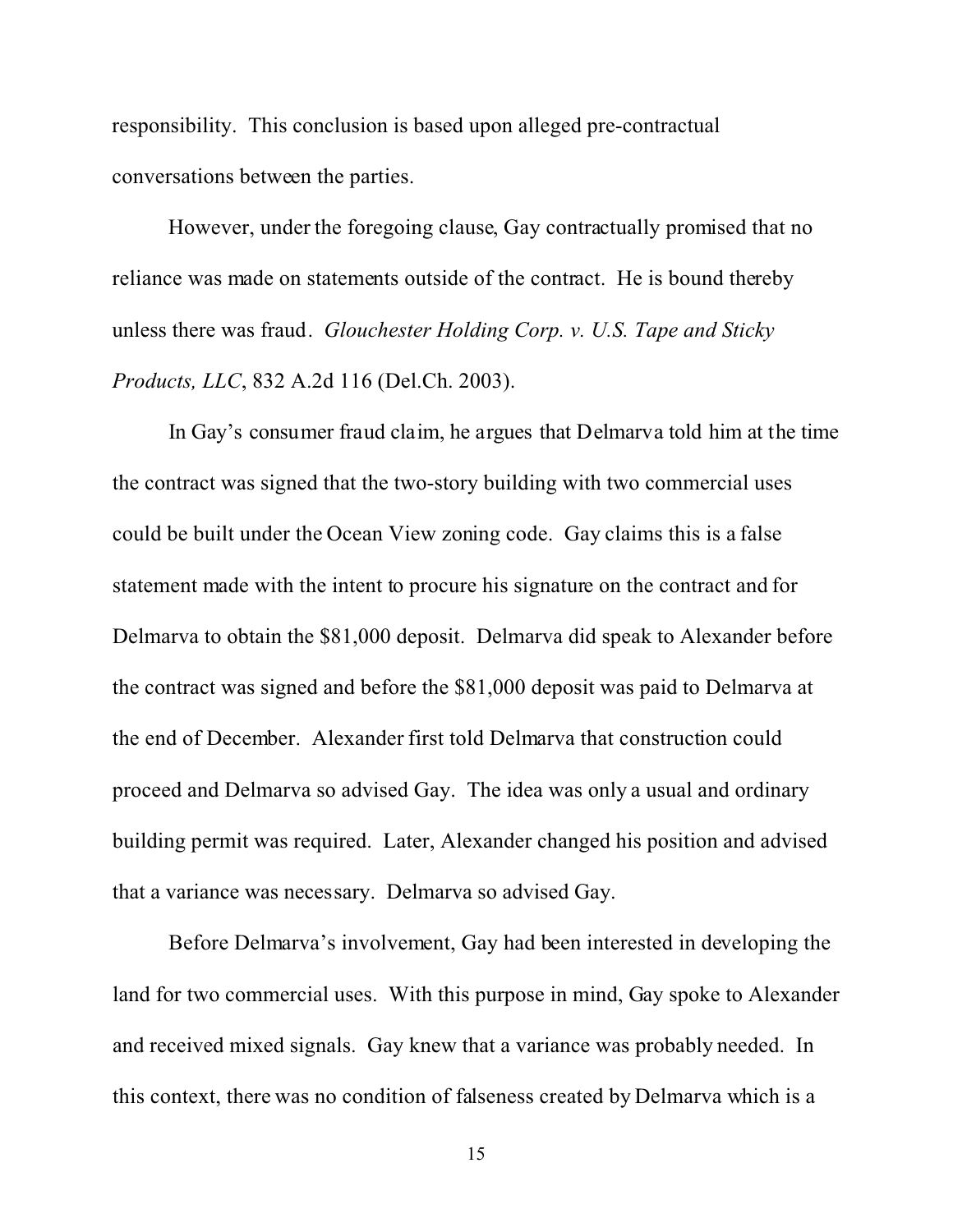responsibility. This conclusion is based upon alleged pre-contractual conversations between the parties.

However, under the foregoing clause, Gay contractually promised that no reliance was made on statements outside of the contract. He is bound thereby unless there was fraud. *Glouchester Holding Corp. v. U.S. Tape and Sticky Products, LLC*, 832 A.2d 116 (Del.Ch. 2003).

In Gay's consumer fraud claim, he argues that Delmarva told him at the time the contract was signed that the two-story building with two commercial uses could be built under the Ocean View zoning code. Gay claims this is a false statement made with the intent to procure his signature on the contract and for Delmarva to obtain the $81,000 deposit. Delmarva did speak to Alexander before the contract was signed and before the $81,000 deposit was paid to Delmarva at the end of December. Alexander first told Delmarva that construction could proceed and Delmarva so advised Gay. The idea was only a usual and ordinary building permit was required. Later, Alexander changed his position and advised that a variance was necessary. Delmarva so advised Gay.

Before Delmarva's involvement, Gay had been interested in developing the land for two commercial uses. With this purpose in mind, Gay spoke to Alexander and received mixed signals. Gay knew that a variance was probably needed. In this context, there was no condition of falseness created by Delmarva which is a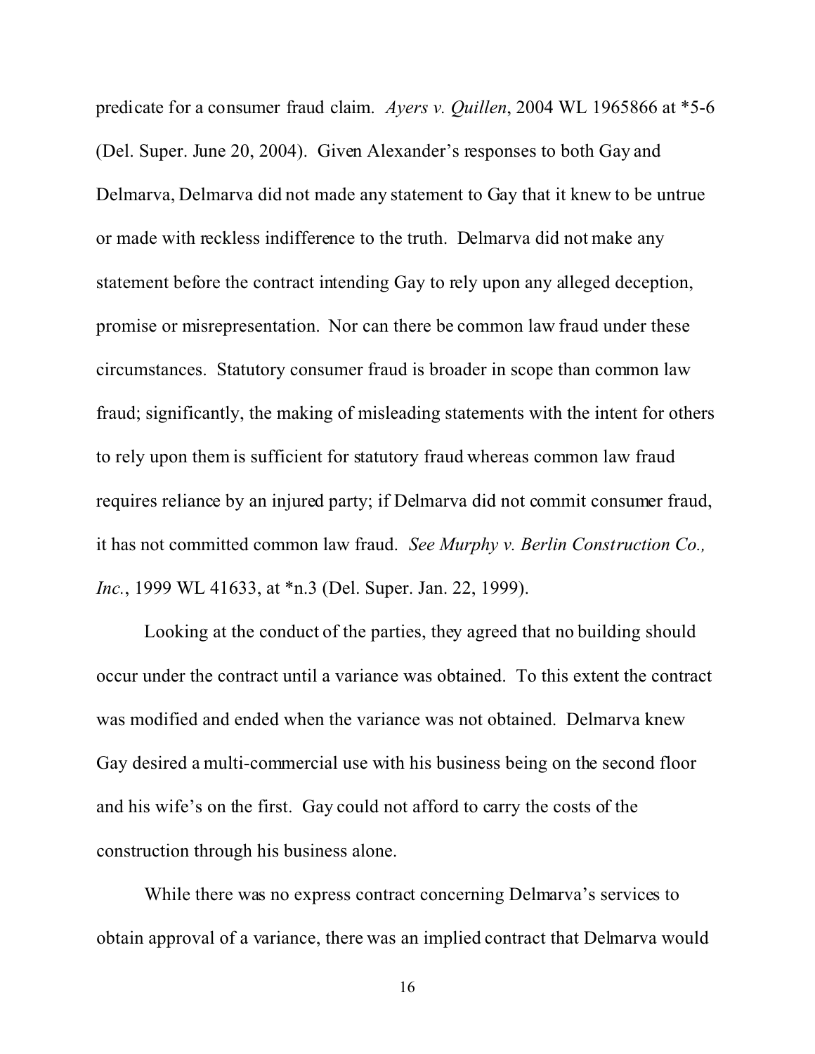predicate for a consumer fraud claim. *Ayers v. Quillen*, 2004 WL 1965866 at *5-6 (Del. Super. June 20, 2004). Given Alexander's responses to both Gay and Delmarva, Delmarva did not made any statement to Gay that it knew to be untrue or made with reckless indifference to the truth. Delmarva did not make any statement before the contract intending Gay to rely upon any alleged deception, promise or misrepresentation. Nor can there be common law fraud under these circumstances. Statutory consumer fraud is broader in scope than common law fraud; significantly, the making of misleading statements with the intent for others to rely upon them is sufficient for statutory fraud whereas common law fraud requires reliance by an injured party; if Delmarva did not commit consumer fraud, it has not committed common law fraud. *See Murphy v. Berlin Construction Co., Inc.*, 1999 WL 41633, at *n.3 (Del. Super. Jan. 22, 1999).

Looking at the conduct of the parties, they agreed that no building should occur under the contract until a variance was obtained. To this extent the contract was modified and ended when the variance was not obtained. Delmarva knew Gay desired a multi-commercial use with his business being on the second floor and his wife's on the first. Gay could not afford to carry the costs of the construction through his business alone.

While there was no express contract concerning Delmarva's services to obtain approval of a variance, there was an implied contract that Delmarva would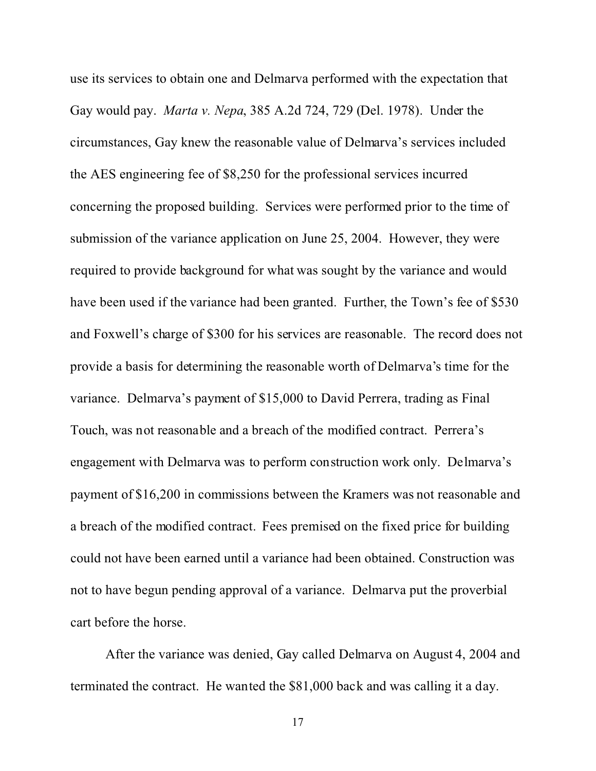use its services to obtain one and Delmarva performed with the expectation that Gay would pay. *Marta v. Nepa*, 385 A.2d 724, 729 (Del. 1978). Under the circumstances, Gay knew the reasonable value of Delmarva's services included the AES engineering fee of $8,250 for the professional services incurred concerning the proposed building. Services were performed prior to the time of submission of the variance application on June 25, 2004. However, they were required to provide background for what was sought by the variance and would have been used if the variance had been granted. Further, the Town's fee of $530 and Foxwell's charge of $300 for his services are reasonable. The record does not provide a basis for determining the reasonable worth of Delmarva's time for the variance. Delmarva's payment of $15,000 to David Perrera, trading as Final Touch, was not reasonable and a breach of the modified contract. Perrera's engagement with Delmarva was to perform construction work only. Delmarva's payment of $16,200 in commissions between the Kramers was not reasonable and a breach of the modified contract. Fees premised on the fixed price for building could not have been earned until a variance had been obtained. Construction was not to have begun pending approval of a variance. Delmarva put the proverbial cart before the horse.

After the variance was denied, Gay called Delmarva on August 4, 2004 and terminated the contract. He wanted the $81,000 back and was calling it a day.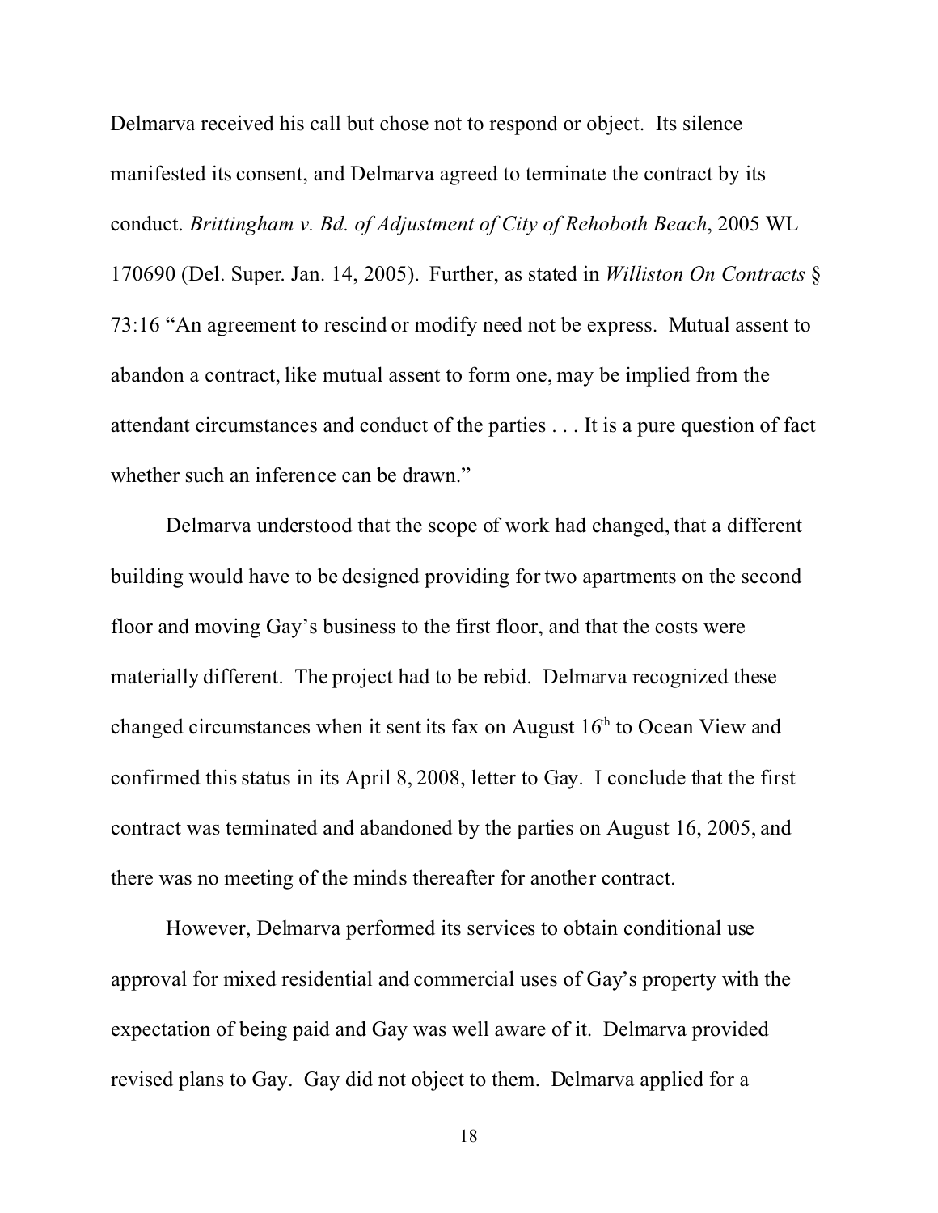Delmarva received his call but chose not to respond or object. Its silence manifested its consent, and Delmarva agreed to terminate the contract by its conduct. *Brittingham v. Bd. of Adjustment of City of Rehoboth Beach*, 2005 WL 170690 (Del. Super. Jan. 14, 2005). Further, as stated in *Williston On Contracts* § 73:16 "An agreement to rescind or modify need not be express. Mutual assent to abandon a contract, like mutual assent to form one, may be implied from the attendant circumstances and conduct of the parties . . . It is a pure question of fact whether such an inference can be drawn."

Delmarva understood that the scope of work had changed, that a different building would have to be designed providing for two apartments on the second floor and moving Gay's business to the first floor, and that the costs were materially different. The project had to be rebid. Delmarva recognized these changed circumstances when it sent its fax on August 16th to Ocean View and confirmed this status in its April 8, 2008, letter to Gay. I conclude that the first contract was terminated and abandoned by the parties on August 16, 2005, and there was no meeting of the minds thereafter for another contract.

However, Delmarva performed its services to obtain conditional use approval for mixed residential and commercial uses of Gay's property with the expectation of being paid and Gay was well aware of it. Delmarva provided revised plans to Gay. Gay did not object to them. Delmarva applied for a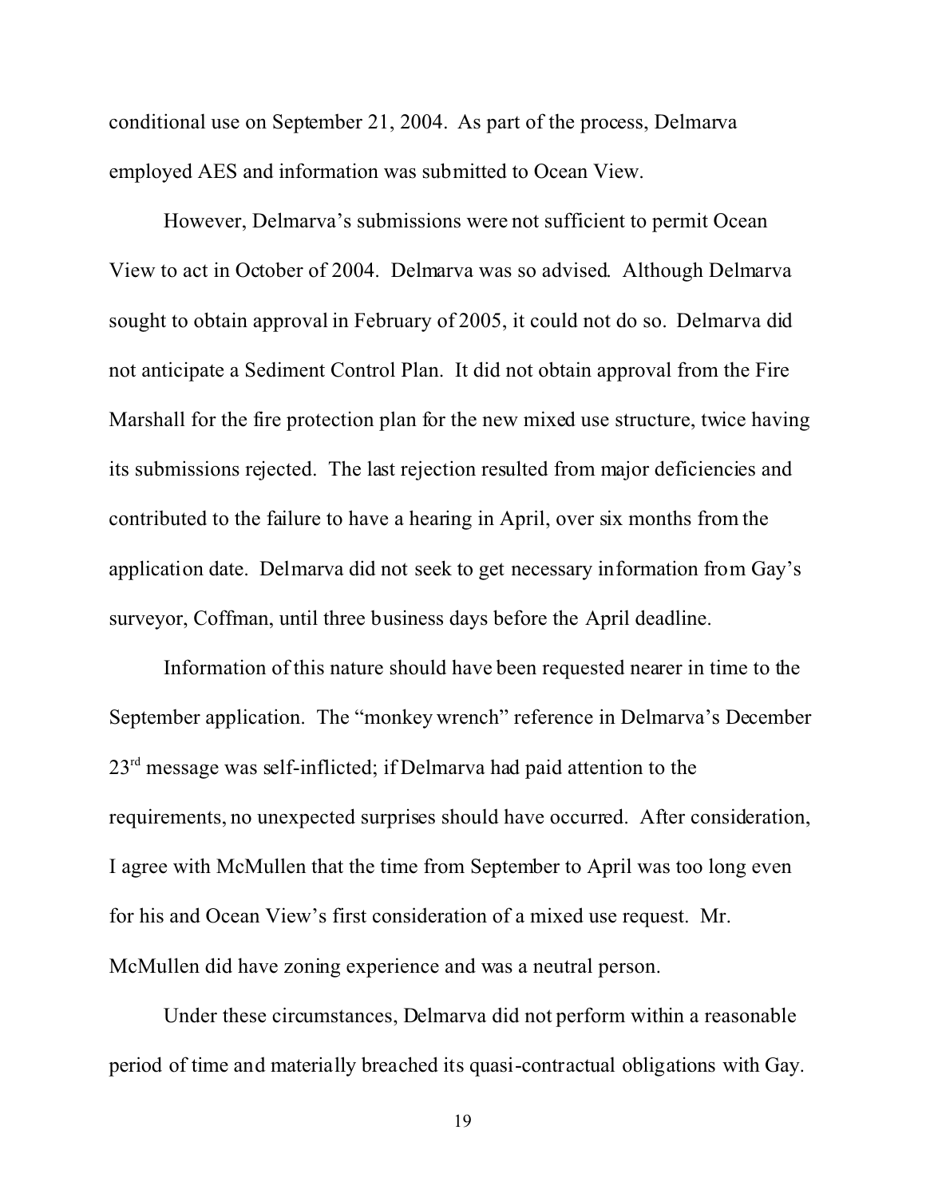conditional use on September 21, 2004. As part of the process, Delmarva employed AES and information was submitted to Ocean View.

However, Delmarva's submissions were not sufficient to permit Ocean View to act in October of 2004. Delmarva was so advised. Although Delmarva sought to obtain approval in February of 2005, it could not do so. Delmarva did not anticipate a Sediment Control Plan. It did not obtain approval from the Fire Marshall for the fire protection plan for the new mixed use structure, twice having its submissions rejected. The last rejection resulted from major deficiencies and contributed to the failure to have a hearing in April, over six months from the application date. Delmarva did not seek to get necessary information from Gay's surveyor, Coffman, until three business days before the April deadline.

Information of this nature should have been requested nearer in time to the September application. The "monkey wrench" reference in Delmarva's December 23rd message was self-inflicted; if Delmarva had paid attention to the requirements, no unexpected surprises should have occurred. After consideration, I agree with McMullen that the time from September to April was too long even for his and Ocean View's first consideration of a mixed use request. Mr. McMullen did have zoning experience and was a neutral person.

Under these circumstances, Delmarva did not perform within a reasonable period of time and materially breached its quasi-contractual obligations with Gay.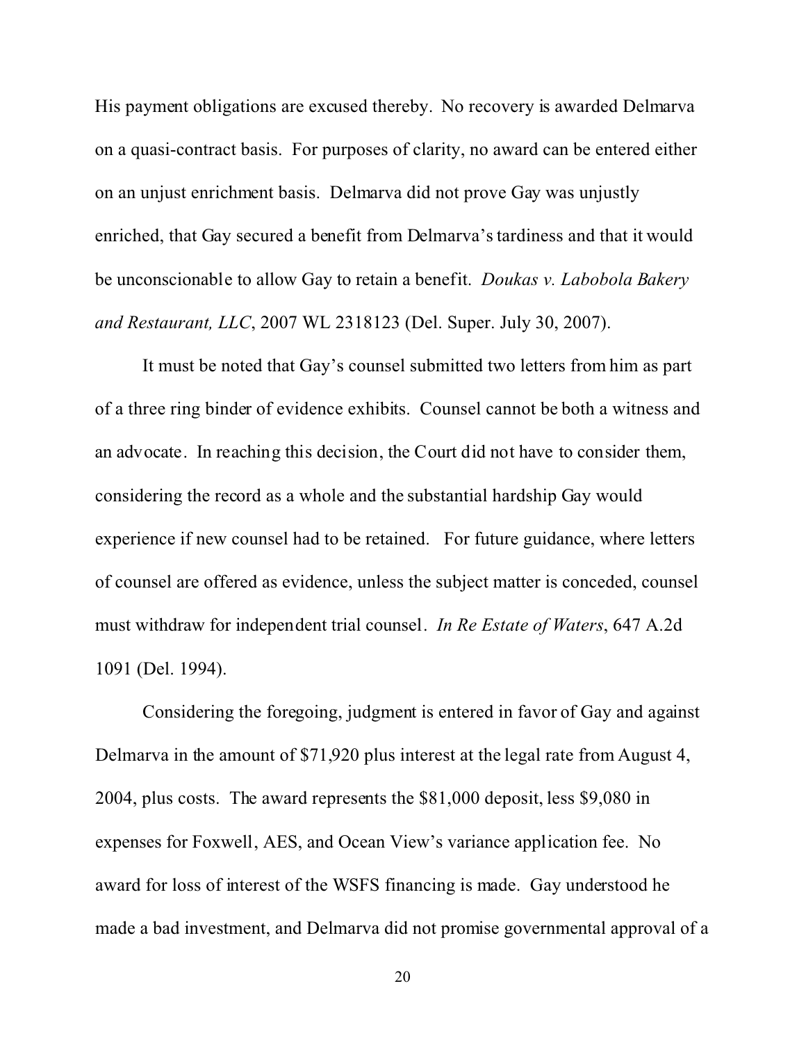His payment obligations are excused thereby. No recovery is awarded Delmarva on a quasi-contract basis. For purposes of clarity, no award can be entered either on an unjust enrichment basis. Delmarva did not prove Gay was unjustly enriched, that Gay secured a benefit from Delmarva's tardiness and that it would be unconscionable to allow Gay to retain a benefit. *Doukas v. Labobola Bakery and Restaurant, LLC*, 2007 WL 2318123 (Del. Super. July 30, 2007).

It must be noted that Gay's counsel submitted two letters from him as part of a three ring binder of evidence exhibits. Counsel cannot be both a witness and an advocate. In reaching this decision, the Court did not have to consider them, considering the record as a whole and the substantial hardship Gay would experience if new counsel had to be retained. For future guidance, where letters of counsel are offered as evidence, unless the subject matter is conceded, counsel must withdraw for independent trial counsel. *In Re Estate of Waters*, 647 A.2d 1091 (Del. 1994).

Considering the foregoing, judgment is entered in favor of Gay and against Delmarva in the amount of $71,920 plus interest at the legal rate from August 4, 2004, plus costs. The award represents the $81,000 deposit, less $9,080 in expenses for Foxwell, AES, and Ocean View's variance application fee. No award for loss of interest of the WSFS financing is made. Gay understood he made a bad investment, and Delmarva did not promise governmental approval of a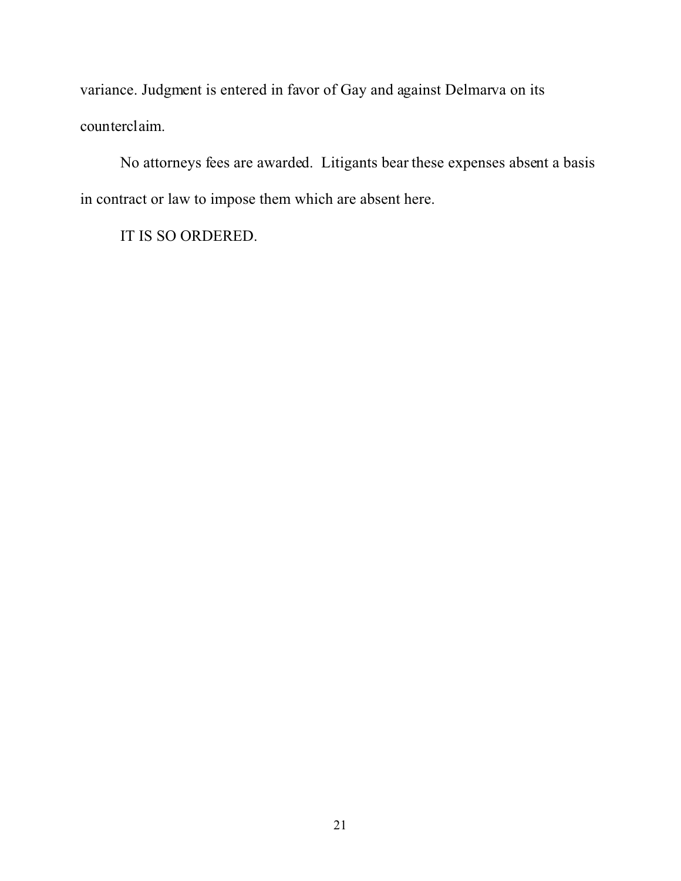variance. Judgment is entered in favor of Gay and against Delmarva on its counterclaim.

No attorneys fees are awarded. Litigants bear these expenses absent a basis in contract or law to impose them which are absent here.

IT IS SO ORDERED.